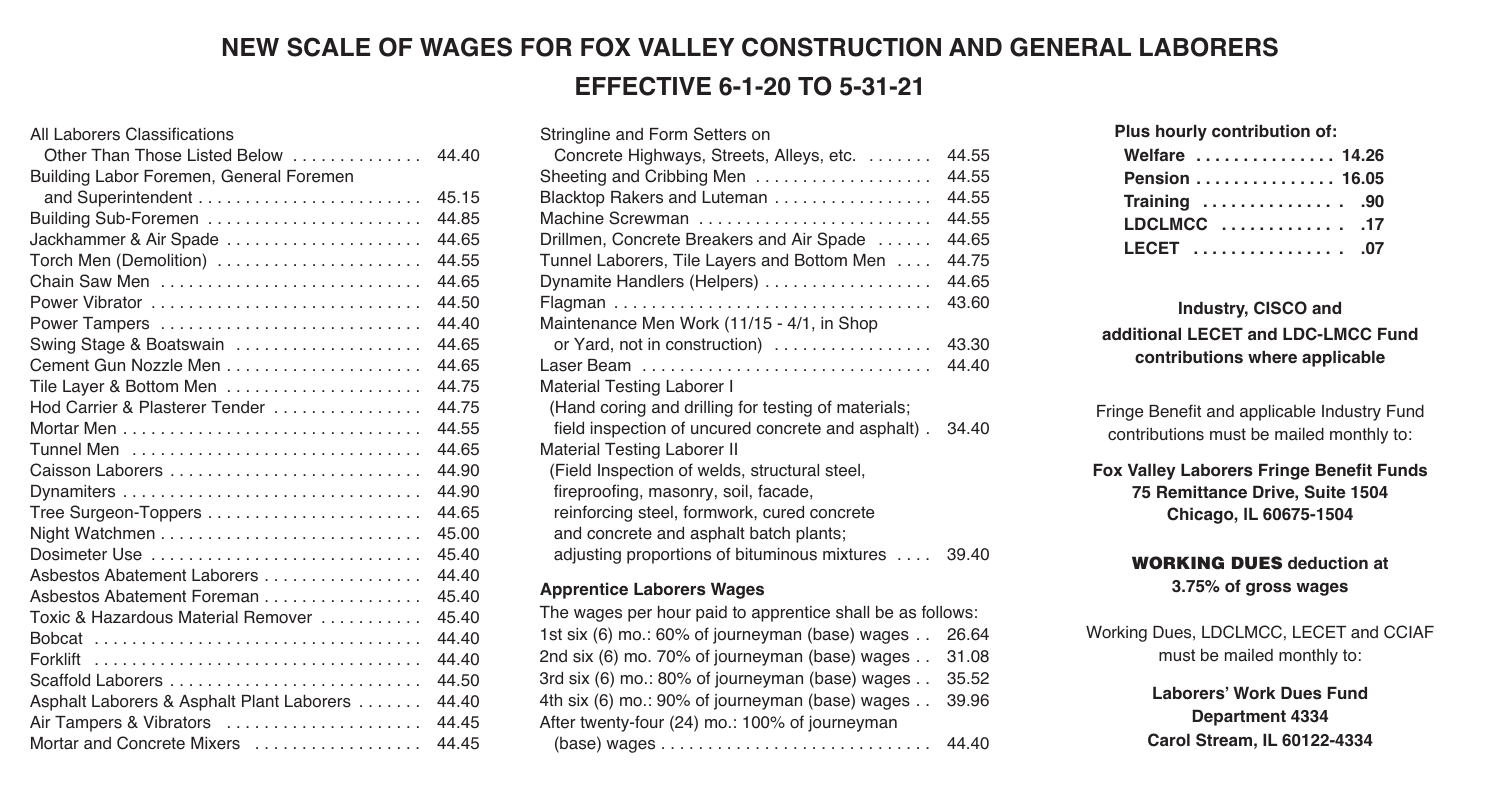# NEW SCALE OF WAGES FOR FOX VALLEY CONSTRUCTION AND GENERAL LABORERS

## EFFECTIVE 6-1-20 TO 5-31-21

| Classification | Wage |
|---|---|
| All Laborers Classifications Other Than Those Listed Below | 44.40 |
| Building Labor Foremen, General Foremen and Superintendent | 45.15 |
| Building Sub-Foremen | 44.85 |
| Jackhammer & Air Spade | 44.65 |
| Torch Men (Demolition) | 44.55 |
| Chain Saw Men | 44.65 |
| Power Vibrator | 44.50 |
| Power Tampers | 44.40 |
| Swing Stage & Boatswain | 44.65 |
| Cement Gun Nozzle Men | 44.65 |
| Tile Layer & Bottom Men | 44.75 |
| Hod Carrier & Plasterer Tender | 44.75 |
| Mortar Men | 44.55 |
| Tunnel Men | 44.65 |
| Caisson Laborers | 44.90 |
| Dynamiters | 44.90 |
| Tree Surgeon-Toppers | 44.65 |
| Night Watchmen | 45.00 |
| Dosimeter Use | 45.40 |
| Asbestos Abatement Laborers | 44.40 |
| Asbestos Abatement Foreman | 45.40 |
| Toxic & Hazardous Material Remover | 45.40 |
| Bobcat | 44.40 |
| Forklift | 44.40 |
| Scaffold Laborers | 44.50 |
| Asphalt Laborers & Asphalt Plant Laborers | 44.40 |
| Air Tampers & Vibrators | 44.45 |
| Mortar and Concrete Mixers | 44.45 |
| Stringline and Form Setters on Concrete Highways, Streets, Alleys, etc. | 44.55 |
| Sheeting and Cribbing Men | 44.55 |
| Blacktop Rakers and Luteman | 44.55 |
| Machine Screwman | 44.55 |
| Drillmen, Concrete Breakers and Air Spade | 44.65 |
| Tunnel Laborers, Tile Layers and Bottom Men | 44.75 |
| Dynamite Handlers (Helpers) | 44.65 |
| Flagman | 43.60 |
| Maintenance Men Work (11/15 - 4/1, in Shop or Yard, not in construction) | 43.30 |
| Laser Beam | 44.40 |
| Material Testing Laborer I (Hand coring and drilling for testing of materials; field inspection of uncured concrete and asphalt) | 34.40 |
| Material Testing Laborer II (Field Inspection of welds, structural steel, fireproofing, masonry, soil, facade, reinforcing steel, formwork, cured concrete and concrete and asphalt batch plants; adjusting proportions of bituminous mixtures | 39.40 |

### Apprentice Laborers Wages

The wages per hour paid to apprentice shall be as follows:

| Period | Wage |
|---|---|
| 1st six (6) mo.: 60% of journeyman (base) wages | 26.64 |
| 2nd six (6) mo. 70% of journeyman (base) wages | 31.08 |
| 3rd six (6) mo.: 80% of journeyman (base) wages | 35.52 |
| 4th six (6) mo.: 90% of journeyman (base) wages | 39.96 |
| After twenty-four (24) mo.: 100% of journeyman (base) wages | 44.40 |

**Plus hourly contribution of:**

| Fund | Amount |
|---|---|
| **Welfare** | **14.26** |
| **Pension** | **16.05** |
| **Training** | **.90** |
| **LDCLMCC** | **.17** |
| **LECET** | **.07** |

**Industry, CISCO and additional LECET and LDC-LMCC Fund contributions where applicable**

Fringe Benefit and applicable Industry Fund contributions must be mailed monthly to:

**Fox Valley Laborers Fringe Benefit Funds**
**75 Remittance Drive, Suite 1504**
**Chicago, IL 60675-1504**

**WORKING DUES deduction at 3.75% of gross wages**

Working Dues, LDCLMCC, LECET and CCIAF must be mailed monthly to:

**Laborers' Work Dues Fund**
**Department 4334**
**Carol Stream, IL 60122-4334**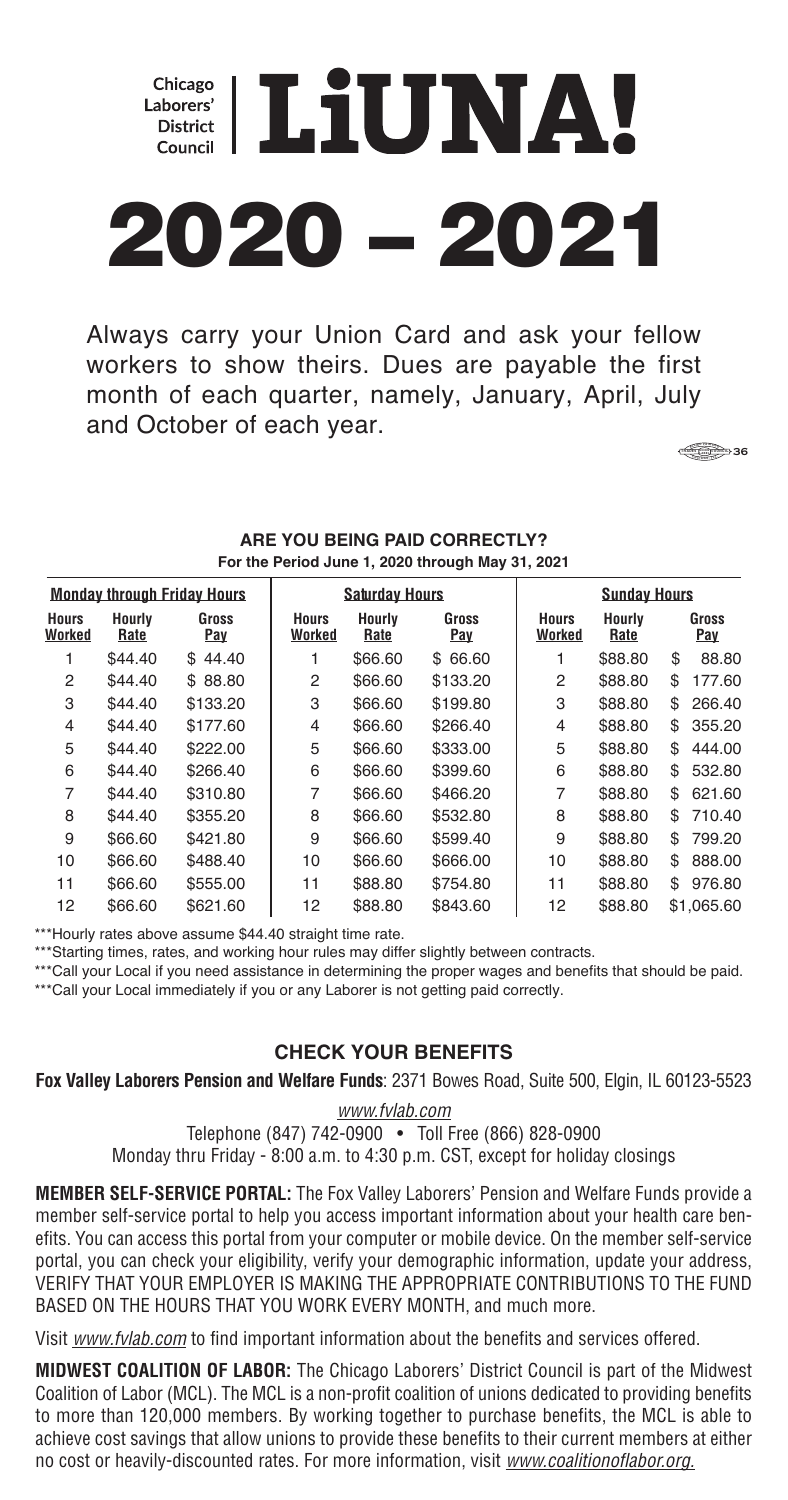Chicago Laborers' District Council | **LiUNA!**

# 2020 – 2021

Always carry your Union Card and ask your fellow workers to show theirs. Dues are payable the first month of each quarter, namely, January, April, July and October of each year.

36

## ARE YOU BEING PAID CORRECTLY?

**For the Period June 1, 2020 through May 31, 2021**

| Monday through Friday Hours | | | Saturday Hours | | | Sunday Hours | | |
|---|---|---|---|---|---|---|---|---|
| Hours Worked | Hourly Rate | Gross Pay | Hours Worked | Hourly Rate | Gross Pay | Hours Worked | Hourly Rate | Gross Pay |
| 1 | $44.40 | $ 44.40 | 1 | $66.60 | $ 66.60 | 1 | $88.80 | $ 88.80 |
| 2 | $44.40 | $ 88.80 | 2 | $66.60 | $133.20 | 2 | $88.80 | $ 177.60 |
| 3 | $44.40 | $133.20 | 3 | $66.60 | $199.80 | 3 | $88.80 | $ 266.40 |
| 4 | $44.40 | $177.60 | 4 | $66.60 | $266.40 | 4 | $88.80 | $ 355.20 |
| 5 | $44.40 | $222.00 | 5 | $66.60 | $333.00 | 5 | $88.80 | $ 444.00 |
| 6 | $44.40 | $266.40 | 6 | $66.60 | $399.60 | 6 | $88.80 | $ 532.80 |
| 7 | $44.40 | $310.80 | 7 | $66.60 | $466.20 | 7 | $88.80 | $ 621.60 |
| 8 | $44.40 | $355.20 | 8 | $66.60 | $532.80 | 8 | $88.80 | $ 710.40 |
| 9 | $66.60 | $421.80 | 9 | $66.60 | $599.40 | 9 | $88.80 | $ 799.20 |
| 10 | $66.60 | $488.40 | 10 | $66.60 | $666.00 | 10 | $88.80 | $ 888.00 |
| 11 | $66.60 | $555.00 | 11 | $88.80 | $754.80 | 11 | $88.80 | $ 976.80 |
| 12 | $66.60 | $621.60 | 12 | $88.80 | $843.60 | 12 | $88.80 | $1,065.60 |

***Hourly rates above assume $44.40 straight time rate.

***Starting times, rates, and working hour rules may differ slightly between contracts.

***Call your Local if you need assistance in determining the proper wages and benefits that should be paid.

***Call your Local immediately if you or any Laborer is not getting paid correctly.

## CHECK YOUR BENEFITS

**Fox Valley Laborers Pension and Welfare Funds**: 2371 Bowes Road, Suite 500, Elgin, IL 60123-5523

*www.fvlab.com*

Telephone (847) 742-0900 • Toll Free (866) 828-0900

Monday thru Friday - 8:00 a.m. to 4:30 p.m. CST, except for holiday closings

**MEMBER SELF-SERVICE PORTAL:** The Fox Valley Laborers' Pension and Welfare Funds provide a member self-service portal to help you access important information about your health care benefits. You can access this portal from your computer or mobile device. On the member self-service portal, you can check your eligibility, verify your demographic information, update your address, VERIFY THAT YOUR EMPLOYER IS MAKING THE APPROPRIATE CONTRIBUTIONS TO THE FUND BASED ON THE HOURS THAT YOU WORK EVERY MONTH, and much more.

Visit *www.fvlab.com* to find important information about the benefits and services offered.

**MIDWEST COALITION OF LABOR:** The Chicago Laborers' District Council is part of the Midwest Coalition of Labor (MCL). The MCL is a non-profit coalition of unions dedicated to providing benefits to more than 120,000 members. By working together to purchase benefits, the MCL is able to achieve cost savings that allow unions to provide these benefits to their current members at either no cost or heavily-discounted rates. For more information, visit *www.coalitionoflabor.org.*